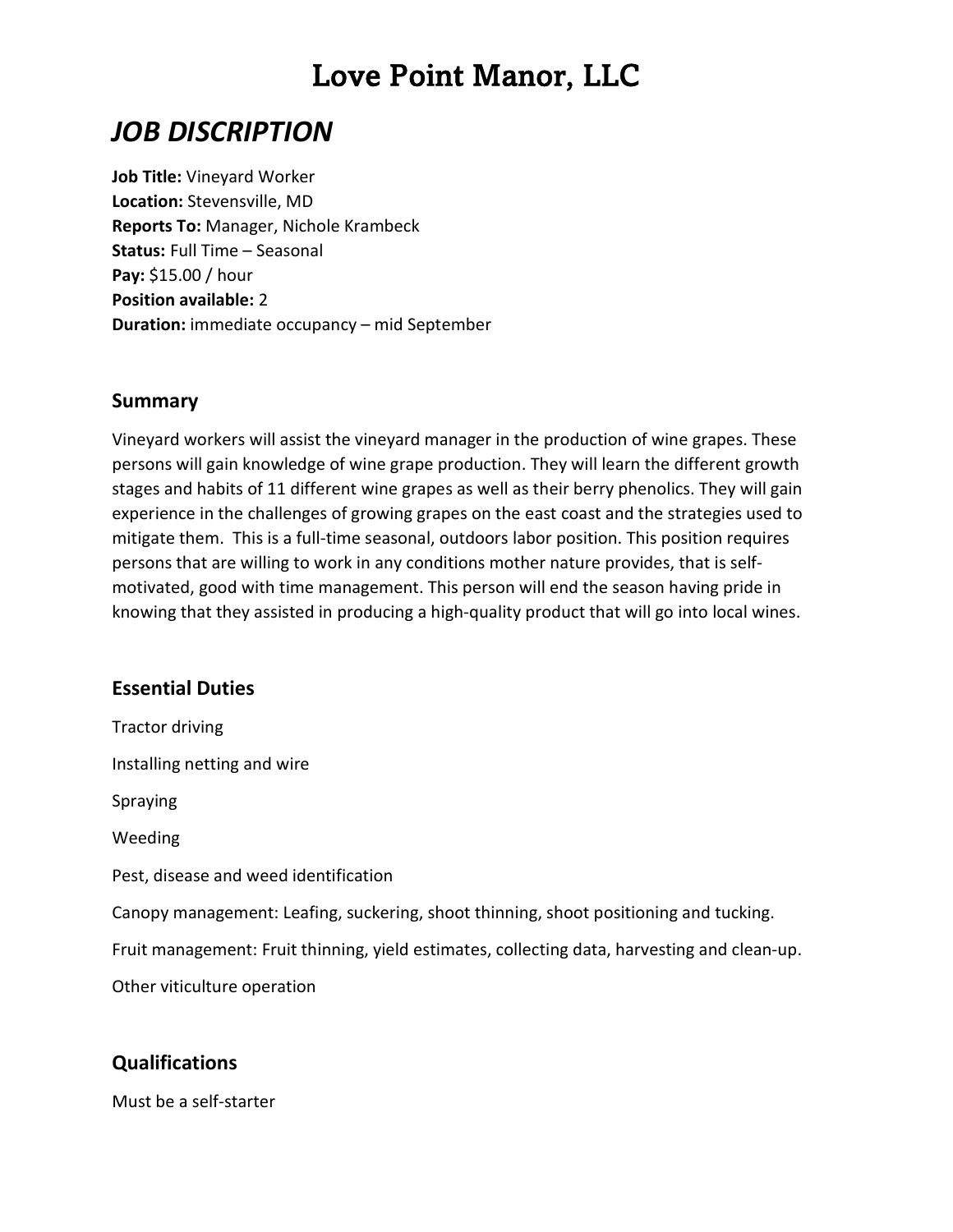# Love Point Manor, LLC

## *JOB DISCRIPTION*

**Job Title:** Vineyard Worker
**Location:** Stevensville, MD
**Reports To:** Manager, Nichole Krambeck
**Status:** Full Time – Seasonal
**Pay:** $15.00 / hour
**Position available:** 2
**Duration:** immediate occupancy – mid September

### Summary

Vineyard workers will assist the vineyard manager in the production of wine grapes. These persons will gain knowledge of wine grape production. They will learn the different growth stages and habits of 11 different wine grapes as well as their berry phenolics. They will gain experience in the challenges of growing grapes on the east coast and the strategies used to mitigate them. This is a full-time seasonal, outdoors labor position. This position requires persons that are willing to work in any conditions mother nature provides, that is self-motivated, good with time management. This person will end the season having pride in knowing that they assisted in producing a high-quality product that will go into local wines.

### Essential Duties

Tractor driving

Installing netting and wire

Spraying

Weeding

Pest, disease and weed identification

Canopy management: Leafing, suckering, shoot thinning, shoot positioning and tucking.

Fruit management: Fruit thinning, yield estimates, collecting data, harvesting and clean-up.

Other viticulture operation

### Qualifications

Must be a self-starter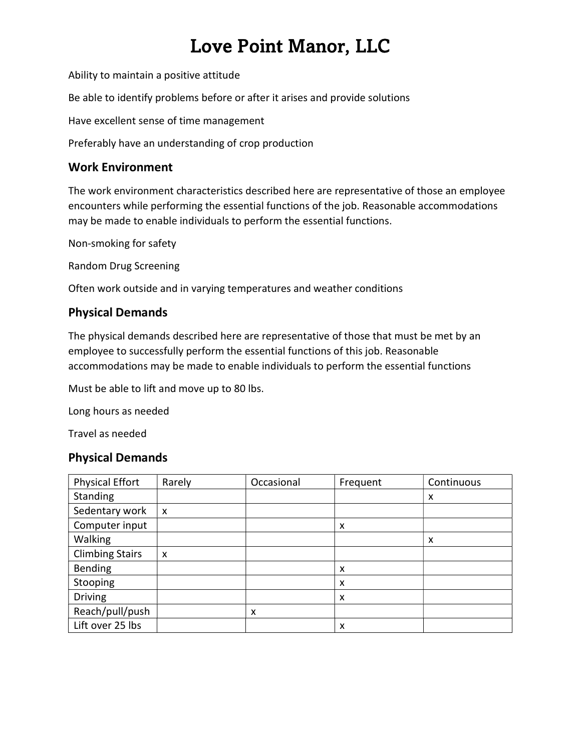# Love Point Manor, LLC

Ability to maintain a positive attitude

Be able to identify problems before or after it arises and provide solutions

Have excellent sense of time management

Preferably have an understanding of crop production

## Work Environment

The work environment characteristics described here are representative of those an employee encounters while performing the essential functions of the job. Reasonable accommodations may be made to enable individuals to perform the essential functions.

Non-smoking for safety

Random Drug Screening

Often work outside and in varying temperatures and weather conditions

## Physical Demands

The physical demands described here are representative of those that must be met by an employee to successfully perform the essential functions of this job. Reasonable accommodations may be made to enable individuals to perform the essential functions

Must be able to lift and move up to 80 lbs.

Long hours as needed

Travel as needed

## Physical Demands

| Physical Effort | Rarely | Occasional | Frequent | Continuous |
|---|---|---|---|---|
| Standing | | | | x |
| Sedentary work | x | | | |
| Computer input | | | x | |
| Walking | | | | x |
| Climbing Stairs | x | | | |
| Bending | | | x | |
| Stooping | | | x | |
| Driving | | | x | |
| Reach/pull/push | | x | | |
| Lift over 25 lbs | | | x | |